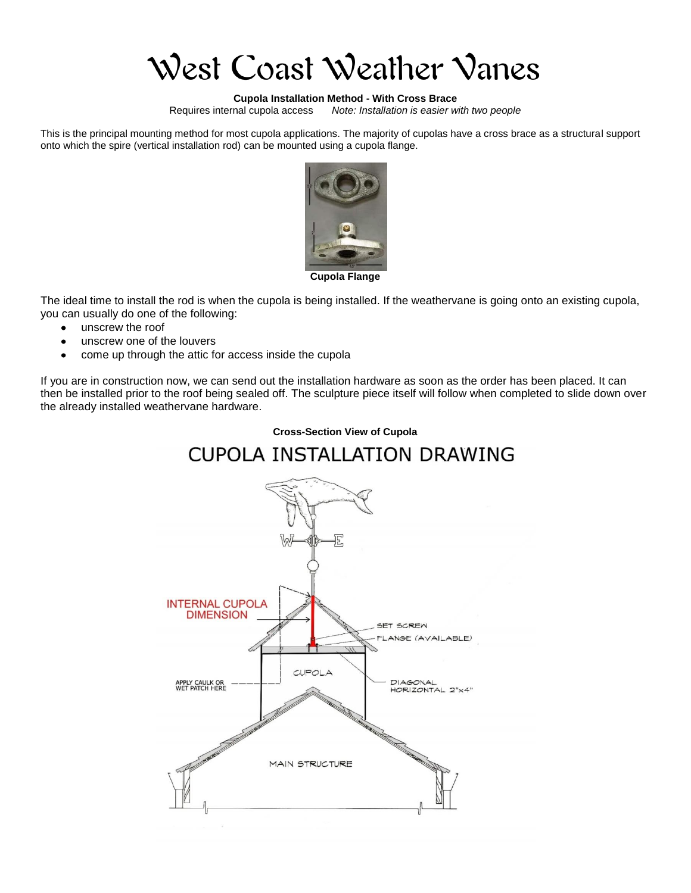# West Coast Weather Vanes

**Cupola Installation Method - With Cross Brace**

Requires internal cupola access *Note: Installation is easier with two people*

This is the principal mounting method for most cupola applications. The majority of cupolas have a cross brace as a structural support onto which the spire (vertical installation rod) can be mounted using a cupola flange.

**Cupola Flange**

The ideal time to install the rod is when the cupola is being installed. If the weathervane is going onto an existing cupola, you can usually do one of the following:

- unscrew the roof
- unscrew one of the louvers
- come up through the attic for access inside the cupola

If you are in construction now, we can send out the installation hardware as soon as the order has been placed. It can then be installed prior to the roof being sealed off. The sculpture piece itself will follow when completed to slide down over the already installed weathervane hardware.

**Cross-Section View of Cupola**

CUPOLA INSTALLATION DRAWING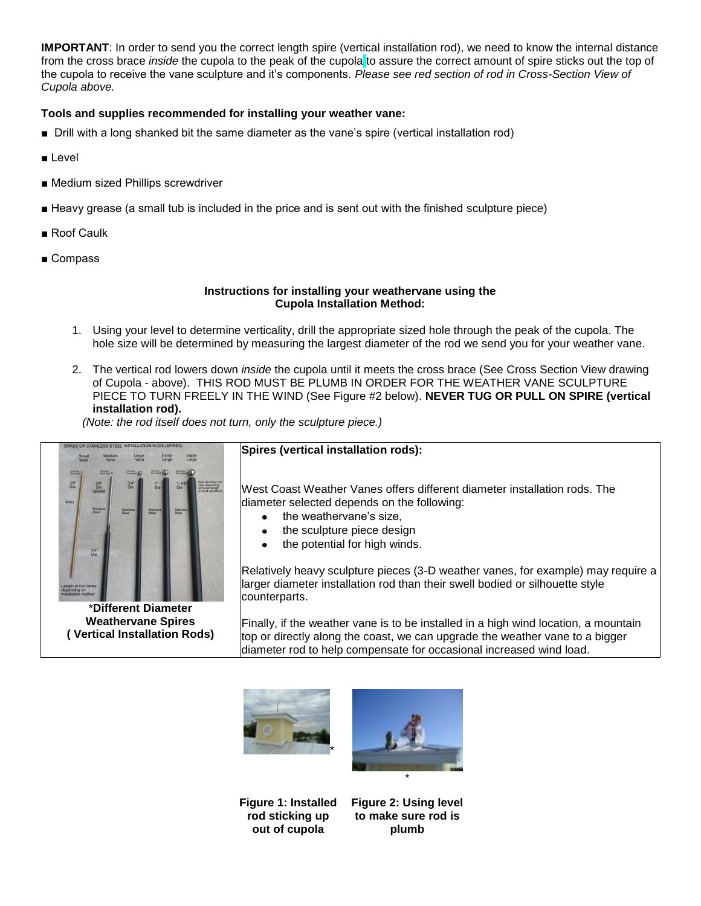**IMPORTANT**: In order to send you the correct length spire (vertical installation rod), we need to know the internal distance from the cross brace *inside* the cupola to the peak of the cupola to assure the correct amount of spire sticks out the top of the cupola to receive the vane sculpture and it's components. *Please see red section of rod in Cross-Section View of Cupola above.*

**Tools and supplies recommended for installing your weather vane:**

- Drill with a long shanked bit the same diameter as the vane's spire (vertical installation rod)
- Level
- Medium sized Phillips screwdriver
- Heavy grease (a small tub is included in the price and is sent out with the finished sculpture piece)
- Roof Caulk
- Compass

**Instructions for installing your weathervane using the Cupola Installation Method:**

1. Using your level to determine verticality, drill the appropriate sized hole through the peak of the cupola. The hole size will be determined by measuring the largest diameter of the rod we send you for your weather vane.
2. The vertical rod lowers down *inside* the cupola until it meets the cross brace (See Cross Section View drawing of Cupola - above). THIS ROD MUST BE PLUMB IN ORDER FOR THE WEATHER VANE SCULPTURE PIECE TO TURN FREELY IN THE WIND (See Figure #2 below). **NEVER TUG OR PULL ON SPIRE (vertical installation rod).**

*(Note: the rod itself does not turn, only the sculpture piece.)*

| *Different Diameter Weathervane Spires ( Vertical Installation Rods) | **Spires (vertical installation rods):** |
| --- | --- |
| | West Coast Weather Vanes offers different diameter installation rods. The diameter selected depends on the following: • the weathervane's size, • the sculpture piece design • the potential for high winds. Relatively heavy sculpture pieces (3-D weather vanes, for example) may require a larger diameter installation rod than their swell bodied or silhouette style counterparts. Finally, if the weather vane is to be installed in a high wind location, a mountain top or directly along the coast, we can upgrade the weather vane to a bigger diameter rod to help compensate for occasional increased wind load. |

**Figure 1: Installed rod sticking up out of cupola**

**Figure 2: Using level to make sure rod is plumb**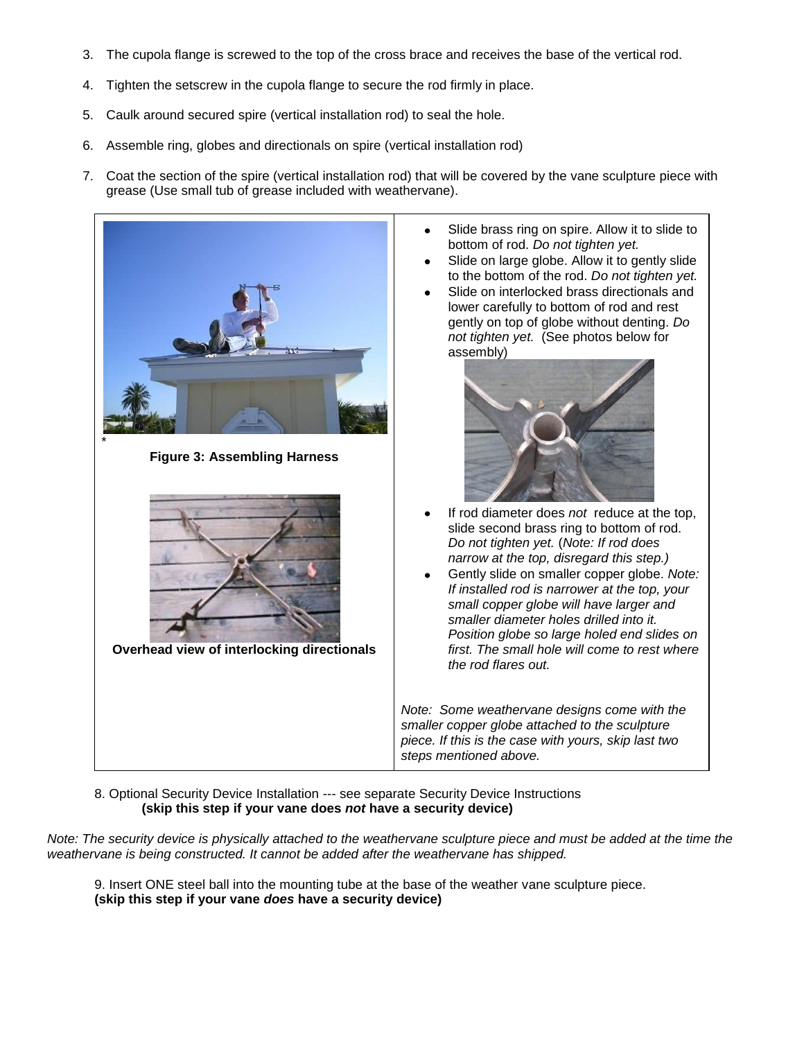3. The cupola flange is screwed to the top of the cross brace and receives the base of the vertical rod.

4. Tighten the setscrew in the cupola flange to secure the rod firmly in place.

5. Caulk around secured spire (vertical installation rod) to seal the hole.

6. Assemble ring, globes and directionals on spire (vertical installation rod)

7. Coat the section of the spire (vertical installation rod) that will be covered by the vane sculpture piece with grease (Use small tub of grease included with weathervane).

*

**Figure 3: Assembling Harness**

**Overhead view of interlocking directionals**

- Slide brass ring on spire. Allow it to slide to bottom of rod. *Do not tighten yet.*
- Slide on large globe. Allow it to gently slide to the bottom of the rod. *Do not tighten yet.*
- Slide on interlocked brass directionals and lower carefully to bottom of rod and rest gently on top of globe without denting. *Do not tighten yet.* (See photos below for assembly)
- If rod diameter does *not* reduce at the top, slide second brass ring to bottom of rod. *Do not tighten yet.* (*Note: If rod does narrow at the top, disregard this step.)*
- Gently slide on smaller copper globe. *Note: If installed rod is narrower at the top, your small copper globe will have larger and smaller diameter holes drilled into it. Position globe so large holed end slides on first. The small hole will come to rest where the rod flares out.*

*Note: Some weathervane designs come with the smaller copper globe attached to the sculpture piece. If this is the case with yours, skip last two steps mentioned above.*

8. Optional Security Device Installation --- see separate Security Device Instructions
**(skip this step if your vane does *not* have a security device)**

*Note: The security device is physically attached to the weathervane sculpture piece and must be added at the time the weathervane is being constructed. It cannot be added after the weathervane has shipped.*

9. Insert ONE steel ball into the mounting tube at the base of the weather vane sculpture piece.
**(skip this step if your vane *does* have a security device)**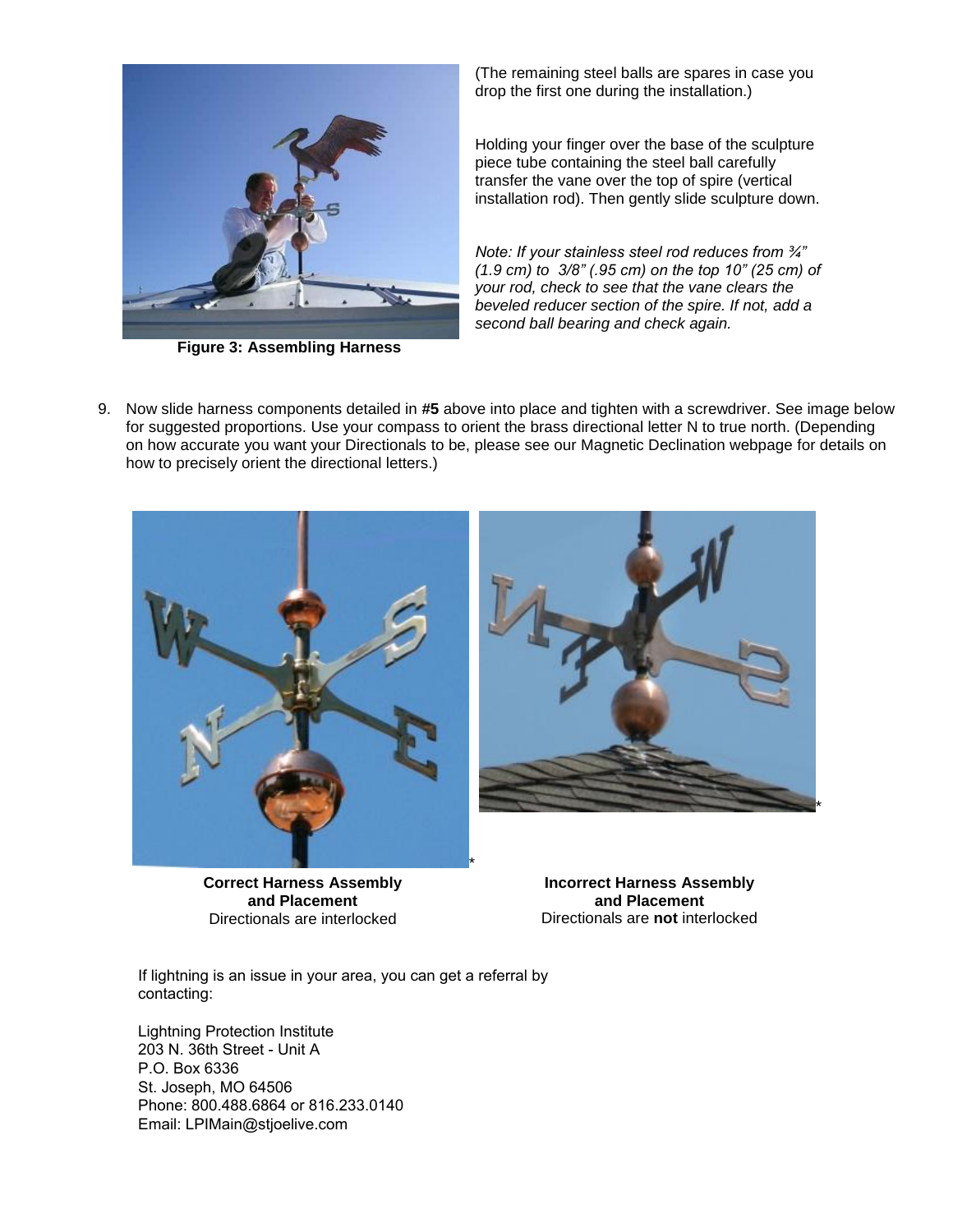Figure 3: Assembling Harness

(The remaining steel balls are spares in case you drop the first one during the installation.)

Holding your finger over the base of the sculpture piece tube containing the steel ball carefully transfer the vane over the top of spire (vertical installation rod). Then gently slide sculpture down.

*Note: If your stainless steel rod reduces from ¾" (1.9 cm) to 3/8" (.95 cm) on the top 10" (25 cm) of your rod, check to see that the vane clears the beveled reducer section of the spire. If not, add a second ball bearing and check again.*

9. Now slide harness components detailed in **#5** above into place and tighten with a screwdriver. See image below for suggested proportions. Use your compass to orient the brass directional letter N to true north. (Depending on how accurate you want your Directionals to be, please see our Magnetic Declination webpage for details on how to precisely orient the directional letters.)

**Correct Harness Assembly and Placement**
Directionals are interlocked

**Incorrect Harness Assembly and Placement**
Directionals are **not** interlocked

If lightning is an issue in your area, you can get a referral by contacting:

Lightning Protection Institute
203 N. 36th Street - Unit A
P.O. Box 6336
St. Joseph, MO 64506
Phone: 800.488.6864 or 816.233.0140
Email: LPIMain@stjoelive.com